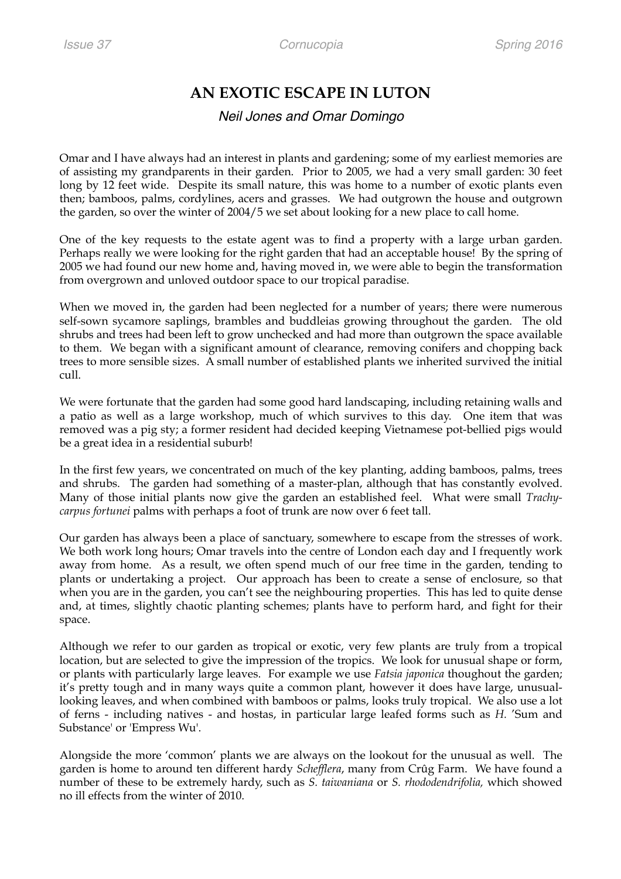# AN EXOTIC ESCAPE IN LUTON

*Neil Jones and Omar Domingo*

Omar and I have always had an interest in plants and gardening; some of my earliest memories are of assisting my grandparents in their garden. Prior to 2005, we had a very small garden: 30 feet long by 12 feet wide. Despite its small nature, this was home to a number of exotic plants even then; bamboos, palms, cordylines, acers and grasses. We had outgrown the house and outgrown the garden, so over the winter of 2004/5 we set about looking for a new place to call home.

One of the key requests to the estate agent was to find a property with a large urban garden. Perhaps really we were looking for the right garden that had an acceptable house! By the spring of 2005 we had found our new home and, having moved in, we were able to begin the transformation from overgrown and unloved outdoor space to our tropical paradise.

When we moved in, the garden had been neglected for a number of years; there were numerous self-sown sycamore saplings, brambles and buddleias growing throughout the garden. The old shrubs and trees had been left to grow unchecked and had more than outgrown the space available to them. We began with a significant amount of clearance, removing conifers and chopping back trees to more sensible sizes. A small number of established plants we inherited survived the initial cull.

We were fortunate that the garden had some good hard landscaping, including retaining walls and a patio as well as a large workshop, much of which survives to this day. One item that was removed was a pig sty; a former resident had decided keeping Vietnamese pot-bellied pigs would be a great idea in a residential suburb!

In the first few years, we concentrated on much of the key planting, adding bamboos, palms, trees and shrubs. The garden had something of a master-plan, although that has constantly evolved. Many of those initial plants now give the garden an established feel. What were small *Trachycarpus fortunei* palms with perhaps a foot of trunk are now over 6 feet tall.

Our garden has always been a place of sanctuary, somewhere to escape from the stresses of work. We both work long hours; Omar travels into the centre of London each day and I frequently work away from home. As a result, we often spend much of our free time in the garden, tending to plants or undertaking a project. Our approach has been to create a sense of enclosure, so that when you are in the garden, you can't see the neighbouring properties. This has led to quite dense and, at times, slightly chaotic planting schemes; plants have to perform hard, and fight for their space.

Although we refer to our garden as tropical or exotic, very few plants are truly from a tropical location, but are selected to give the impression of the tropics. We look for unusual shape or form, or plants with particularly large leaves. For example we use *Fatsia japonica* thoughout the garden; it's pretty tough and in many ways quite a common plant, however it does have large, unusual-looking leaves, and when combined with bamboos or palms, looks truly tropical. We also use a lot of ferns - including natives - and hostas, in particular large leafed forms such as *H.* 'Sum and Substance' or 'Empress Wu'.

Alongside the more 'common' plants we are always on the lookout for the unusual as well. The garden is home to around ten different hardy *Schefflera*, many from Crûg Farm. We have found a number of these to be extremely hardy, such as *S. taiwaniana* or *S. rhododendrifolia,* which showed no ill effects from the winter of 2010.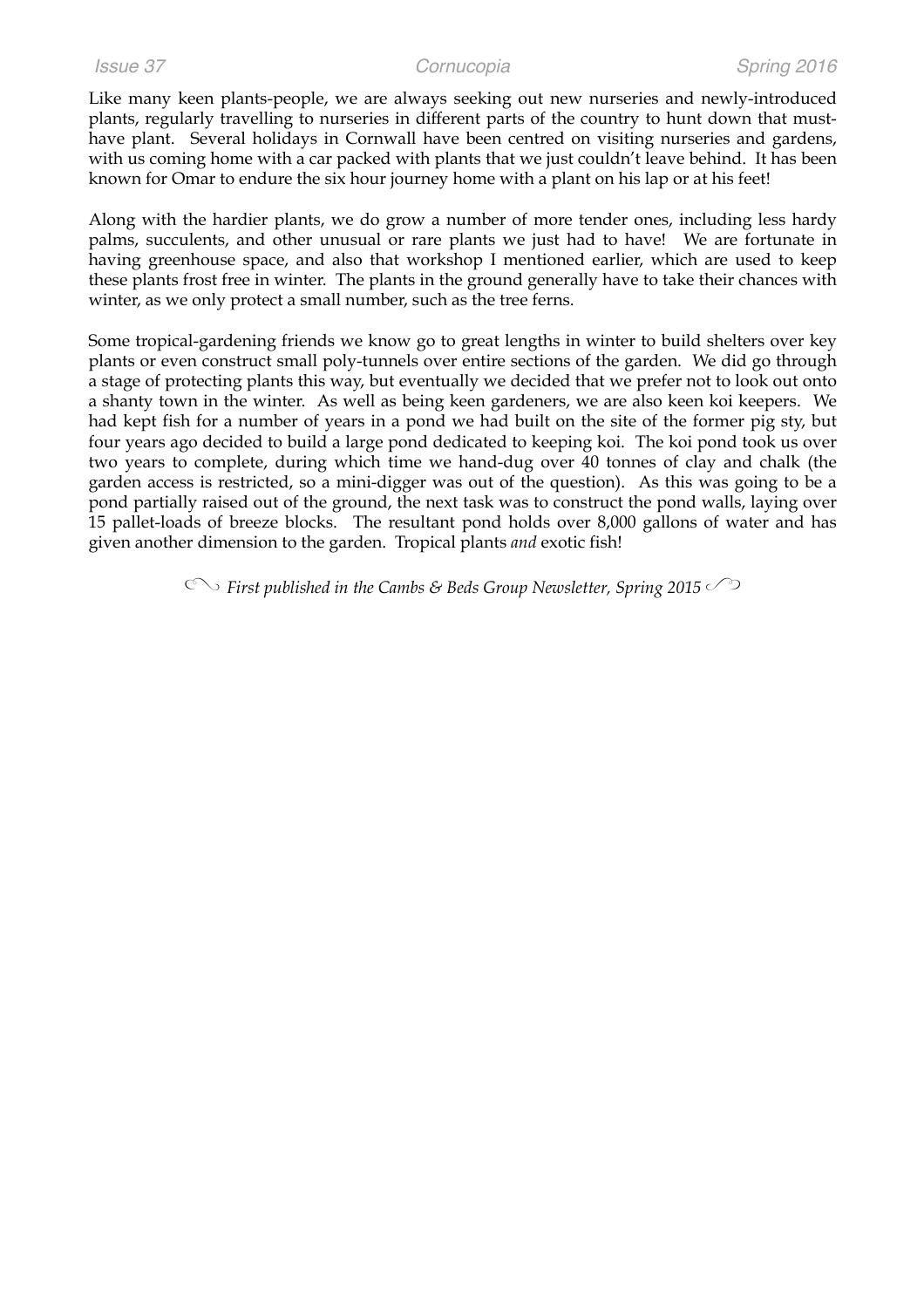Like many keen plants-people, we are always seeking out new nurseries and newly-introduced plants, regularly travelling to nurseries in different parts of the country to hunt down that must-have plant. Several holidays in Cornwall have been centred on visiting nurseries and gardens, with us coming home with a car packed with plants that we just couldn't leave behind. It has been known for Omar to endure the six hour journey home with a plant on his lap or at his feet!

Along with the hardier plants, we do grow a number of more tender ones, including less hardy palms, succulents, and other unusual or rare plants we just had to have! We are fortunate in having greenhouse space, and also that workshop I mentioned earlier, which are used to keep these plants frost free in winter. The plants in the ground generally have to take their chances with winter, as we only protect a small number, such as the tree ferns.

Some tropical-gardening friends we know go to great lengths in winter to build shelters over key plants or even construct small poly-tunnels over entire sections of the garden. We did go through a stage of protecting plants this way, but eventually we decided that we prefer not to look out onto a shanty town in the winter. As well as being keen gardeners, we are also keen koi keepers. We had kept fish for a number of years in a pond we had built on the site of the former pig sty, but four years ago decided to build a large pond dedicated to keeping koi. The koi pond took us over two years to complete, during which time we hand-dug over 40 tonnes of clay and chalk (the garden access is restricted, so a mini-digger was out of the question). As this was going to be a pond partially raised out of the ground, the next task was to construct the pond walls, laying over 15 pallet-loads of breeze blocks. The resultant pond holds over 8,000 gallons of water and has given another dimension to the garden. Tropical plants *and* exotic fish!

*First published in the Cambs & Beds Group Newsletter, Spring 2015*